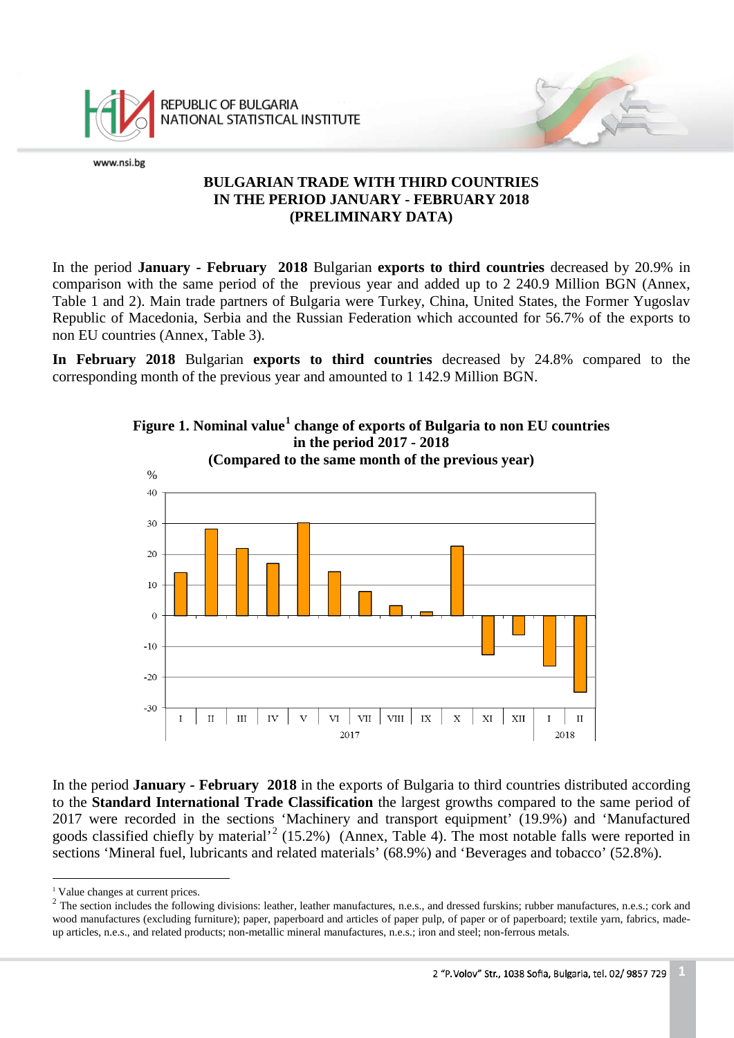# BULGARIAN TRADE WITH THIRD COUNTRIES IN THE PERIOD JANUARY - FEBRUARY 2018 (PRELIMINARY DATA)

In the period **January - February 2018** Bulgarian **exports to third countries** decreased by 20.9% in comparison with the same period of the previous year and added up to 2 240.9 Million BGN (Annex, Table 1 and 2). Main trade partners of Bulgaria were Turkey, China, United States, the Former Yugoslav Republic of Macedonia, Serbia and the Russian Federation which accounted for 56.7% of the exports to non EU countries (Annex, Table 3).

**In February 2018** Bulgarian **exports to third countries** decreased by 24.8% compared to the corresponding month of the previous year and amounted to 1 142.9 Million BGN.

**Figure 1. Nominal value[1] change of exports of Bulgaria to non EU countries in the period 2017 - 2018 (Compared to the same month of the previous year)**

In the period **January - February 2018** in the exports of Bulgaria to third countries distributed according to the **Standard International Trade Classification** the largest growths compared to the same period of 2017 were recorded in the sections 'Machinery and transport equipment' (19.9%) and 'Manufactured goods classified chiefly by material'[2] (15.2%) (Annex, Table 4). The most notable falls were reported in sections 'Mineral fuel, lubricants and related materials' (68.9%) and 'Beverages and tobacco' (52.8%).

---

[1] Value changes at current prices.

[2] The section includes the following divisions: leather, leather manufactures, n.e.s., and dressed furskins; rubber manufactures, n.e.s.; cork and wood manufactures (excluding furniture); paper, paperboard and articles of paper pulp, of paper or of paperboard; textile yarn, fabrics, made-up articles, n.e.s., and related products; non-metallic mineral manufactures, n.e.s.; iron and steel; non-ferrous metals.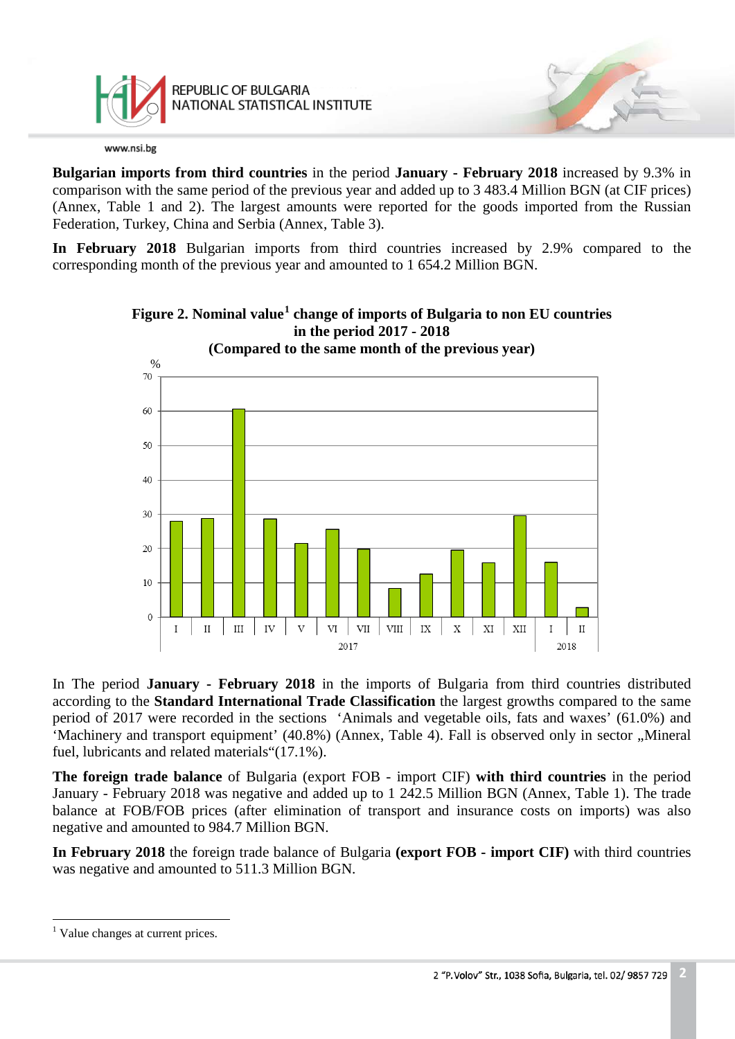**Bulgarian imports from third countries** in the period **January - February 2018** increased by 9.3% in comparison with the same period of the previous year and added up to 3 483.4 Million BGN (at CIF prices) (Annex, Table 1 and 2). The largest amounts were reported for the goods imported from the Russian Federation, Turkey, China and Serbia (Annex, Table 3).

**In February 2018** Bulgarian imports from third countries increased by 2.9% compared to the corresponding month of the previous year and amounted to 1 654.2 Million BGN.

**Figure 2. Nominal value[1] change of imports of Bulgaria to non EU countries in the period 2017 - 2018 (Compared to the same month of the previous year)**

In The period **January - February 2018** in the imports of Bulgaria from third countries distributed according to the **Standard International Trade Classification** the largest growths compared to the same period of 2017 were recorded in the sections 'Animals and vegetable oils, fats and waxes' (61.0%) and 'Machinery and transport equipment' (40.8%) (Annex, Table 4). Fall is observed only in sector „Mineral fuel, lubricants and related materials"(17.1%).

**The foreign trade balance** of Bulgaria (export FOB - import CIF) **with third countries** in the period January - February 2018 was negative and added up to 1 242.5 Million BGN (Annex, Table 1). The trade balance at FOB/FOB prices (after elimination of transport and insurance costs on imports) was also negative and amounted to 984.7 Million BGN.

**In February 2018** the foreign trade balance of Bulgaria **(export FOB - import CIF)** with third countries was negative and amounted to 511.3 Million BGN.

---

[1] Value changes at current prices.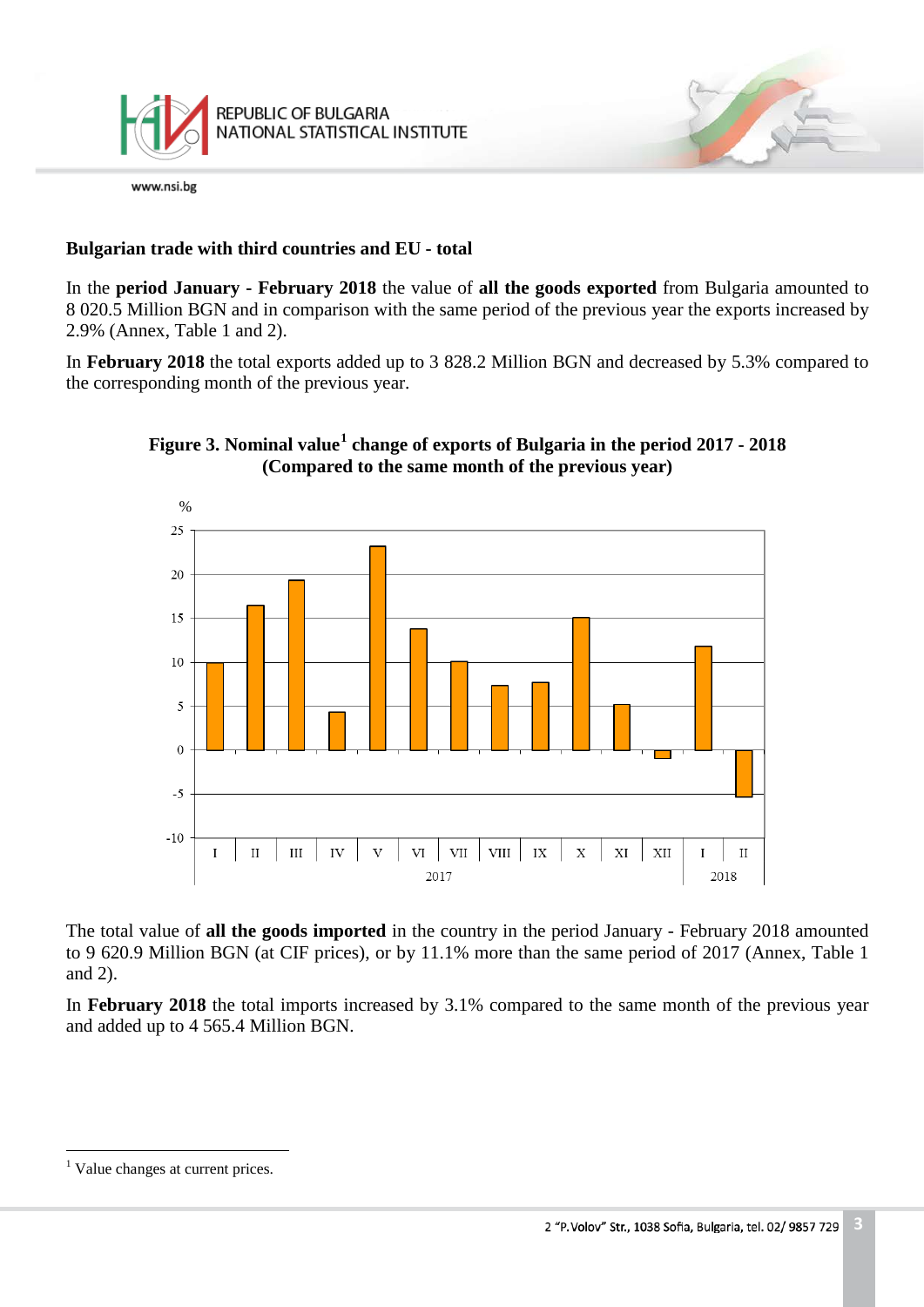## Bulgarian trade with third countries and EU - total

In the **period January - February 2018** the value of **all the goods exported** from Bulgaria amounted to 8 020.5 Million BGN and in comparison with the same period of the previous year the exports increased by 2.9% (Annex, Table 1 and 2).

In **February 2018** the total exports added up to 3 828.2 Million BGN and decreased by 5.3% compared to the corresponding month of the previous year.

**Figure 3. Nominal value[1] change of exports of Bulgaria in the period 2017 - 2018 (Compared to the same month of the previous year)**

The total value of **all the goods imported** in the country in the period January - February 2018 amounted to 9 620.9 Million BGN (at CIF prices), or by 11.1% more than the same period of 2017 (Annex, Table 1 and 2).

In **February 2018** the total imports increased by 3.1% compared to the same month of the previous year and added up to 4 565.4 Million BGN.

---

[1] Value changes at current prices.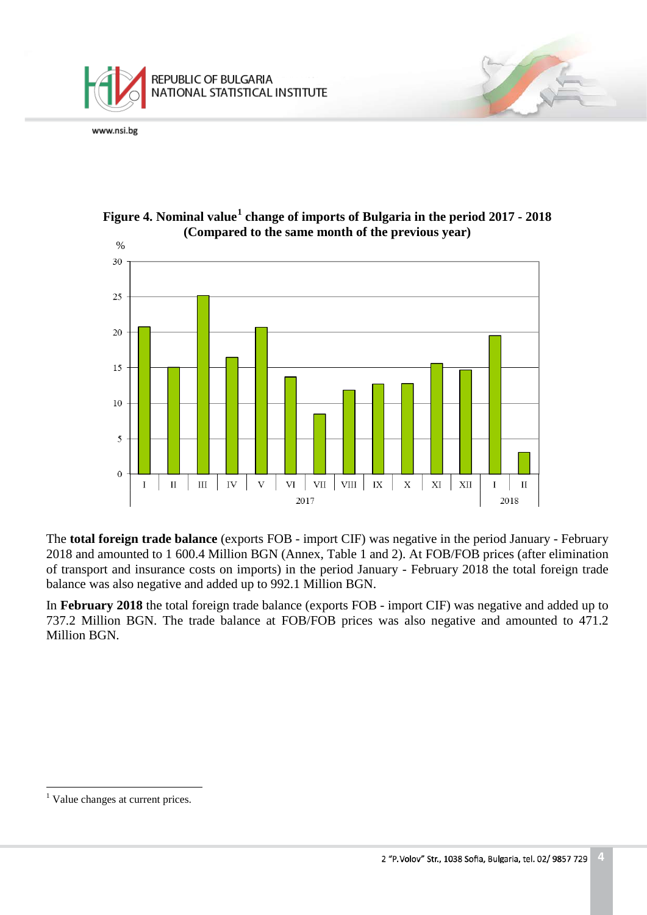**Figure 4. Nominal value[1] change of imports of Bulgaria in the period 2017 - 2018 (Compared to the same month of the previous year)**

The **total foreign trade balance** (exports FOB - import CIF) was negative in the period January - February 2018 and amounted to 1 600.4 Million BGN (Annex, Table 1 and 2). At FOB/FOB prices (after elimination of transport and insurance costs on imports) in the period January - February 2018 the total foreign trade balance was also negative and added up to 992.1 Million BGN.

In **February 2018** the total foreign trade balance (exports FOB - import CIF) was negative and added up to 737.2 Million BGN. The trade balance at FOB/FOB prices was also negative and amounted to 471.2 Million BGN.

---

[1] Value changes at current prices.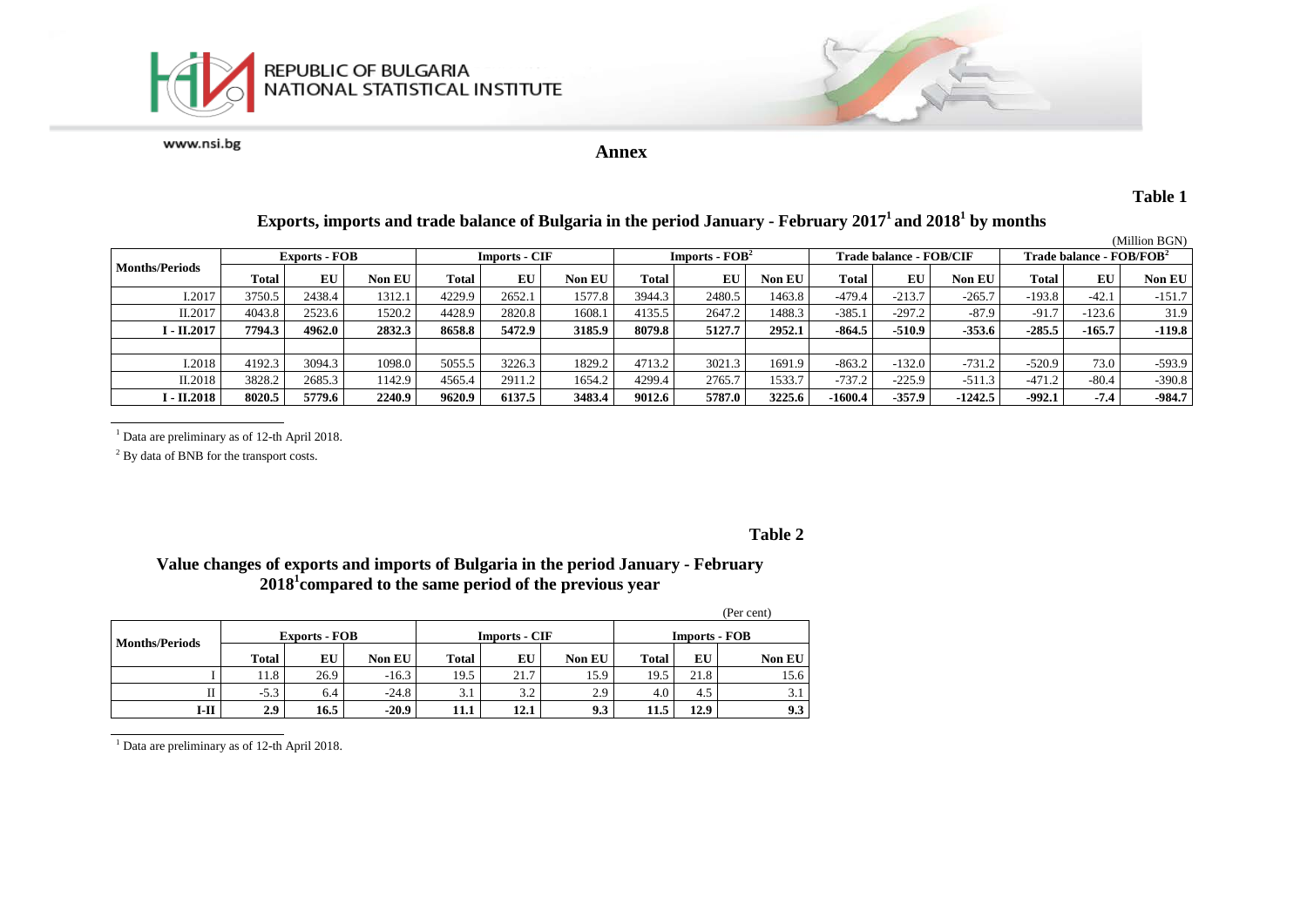## Annex

**Table 1**

### Exports, imports and trade balance of Bulgaria in the period January - February 2017[1] and 2018[1] by months

(Million BGN)

| Months/Periods | Exports - FOB | | | Imports - CIF | | | Imports - FOB[2] | | | Trade balance - FOB/CIF | | | Trade balance - FOB/FOB[2] | | |
|---|---|---|---|---|---|---|---|---|---|---|---|---|---|---|---|
| | Total | EU | Non EU | Total | EU | Non EU | Total | EU | Non EU | Total | EU | Non EU | Total | EU | Non EU |
| I.2017 | 3750.5 | 2438.4 | 1312.1 | 4229.9 | 2652.1 | 1577.8 | 3944.3 | 2480.5 | 1463.8 | -479.4 | -213.7 | -265.7 | -193.8 | -42.1 | -151.7 |
| II.2017 | 4043.8 | 2523.6 | 1520.2 | 4428.9 | 2820.8 | 1608.1 | 4135.5 | 2647.2 | 1488.3 | -385.1 | -297.2 | -87.9 | -91.7 | -123.6 | 31.9 |
| **I - II.2017** | **7794.3** | **4962.0** | **2832.3** | **8658.8** | **5472.9** | **3185.9** | **8079.8** | **5127.7** | **2952.1** | **-864.5** | **-510.9** | **-353.6** | **-285.5** | **-165.7** | **-119.8** |
| | | | | | | | | | | | | | | | |
| I.2018 | 4192.3 | 3094.3 | 1098.0 | 5055.5 | 3226.3 | 1829.2 | 4713.2 | 3021.3 | 1691.9 | -863.2 | -132.0 | -731.2 | -520.9 | 73.0 | -593.9 |
| II.2018 | 3828.2 | 2685.3 | 1142.9 | 4565.4 | 2911.2 | 1654.2 | 4299.4 | 2765.7 | 1533.7 | -737.2 | -225.9 | -511.3 | -471.2 | -80.4 | -390.8 |
| **I - II.2018** | **8020.5** | **5779.6** | **2240.9** | **9620.9** | **6137.5** | **3483.4** | **9012.6** | **5787.0** | **3225.6** | **-1600.4** | **-357.9** | **-1242.5** | **-992.1** | **-7.4** | **-984.7** |

[1] Data are preliminary as of 12-th April 2018.

[2] By data of BNB for the transport costs.

**Table 2**

### Value changes of exports and imports of Bulgaria in the period January - February 2018[1] compared to the same period of the previous year

(Per cent)

| Months/Periods | Exports - FOB | | | Imports - CIF | | | Imports - FOB | | |
|---|---|---|---|---|---|---|---|---|---|
| | Total | EU | Non EU | Total | EU | Non EU | Total | EU | Non EU |
| I | 11.8 | 26.9 | -16.3 | 19.5 | 21.7 | 15.9 | 19.5 | 21.8 | 15.6 |
| II | -5.3 | 6.4 | -24.8 | 3.1 | 3.2 | 2.9 | 4.0 | 4.5 | 3.1 |
| **I-II** | **2.9** | **16.5** | **-20.9** | **11.1** | **12.1** | **9.3** | **11.5** | **12.9** | **9.3** |

[1] Data are preliminary as of 12-th April 2018.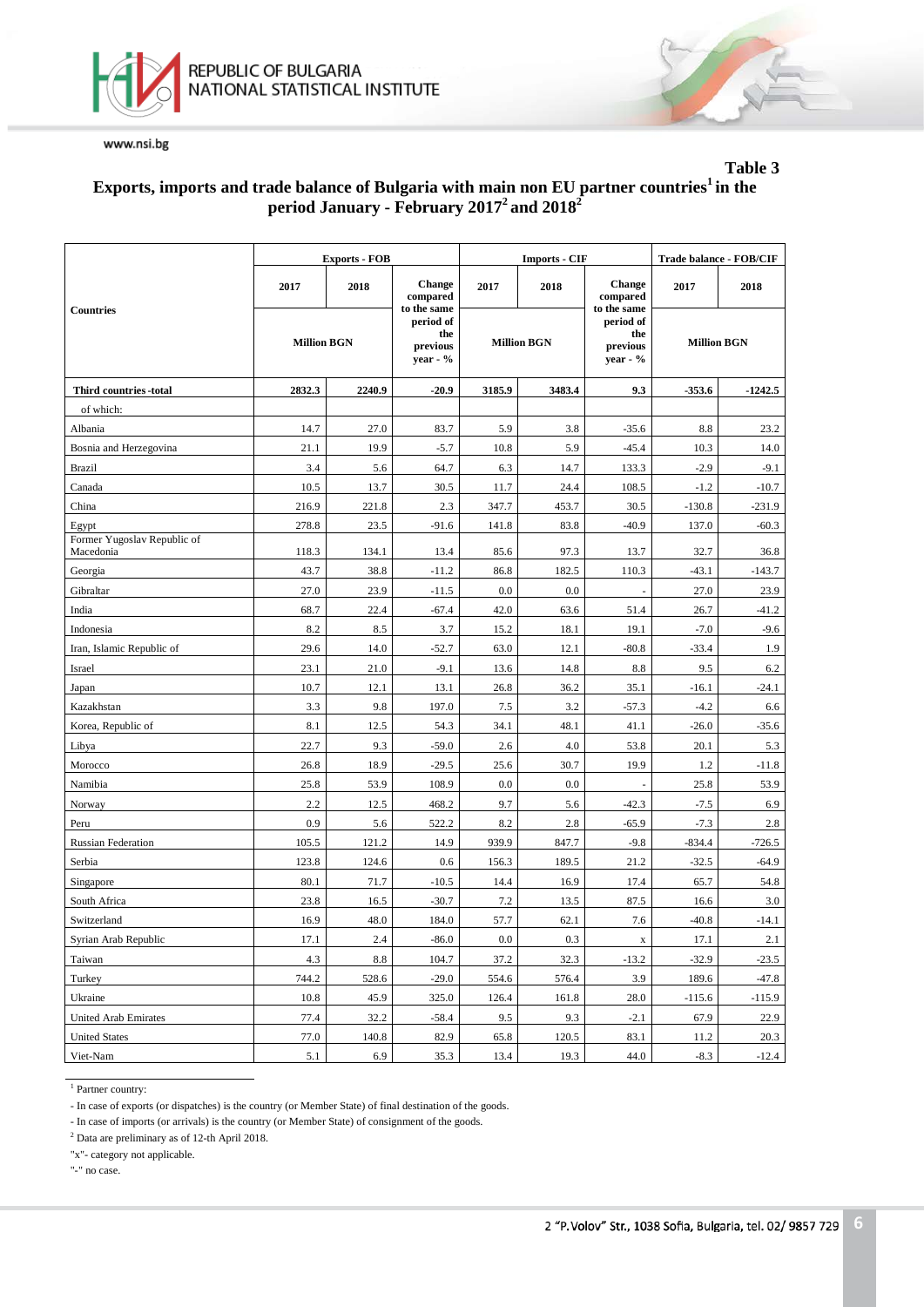**Table 3**

## Exports, imports and trade balance of Bulgaria with main non EU partner countries[1] in the period January - February 2017[2] and 2018[2]

| Countries | Exports - FOB | | | Imports - CIF | | | Trade balance - FOB/CIF | |
|---|---|---|---|---|---|---|---|---|
| | 2017 | 2018 | Change compared to the same period of the previous year - % | 2017 | 2018 | Change compared to the same period of the previous year - % | 2017 | 2018 |
| | Million BGN | | | Million BGN | | | Million BGN | |
| **Third countries -total** | **2832.3** | **2240.9** | **-20.9** | **3185.9** | **3483.4** | **9.3** | **-353.6** | **-1242.5** |
| of which: | | | | | | | | |
| Albania | 14.7 | 27.0 | 83.7 | 5.9 | 3.8 | -35.6 | 8.8 | 23.2 |
| Bosnia and Herzegovina | 21.1 | 19.9 | -5.7 | 10.8 | 5.9 | -45.4 | 10.3 | 14.0 |
| Brazil | 3.4 | 5.6 | 64.7 | 6.3 | 14.7 | 133.3 | -2.9 | -9.1 |
| Canada | 10.5 | 13.7 | 30.5 | 11.7 | 24.4 | 108.5 | -1.2 | -10.7 |
| China | 216.9 | 221.8 | 2.3 | 347.7 | 453.7 | 30.5 | -130.8 | -231.9 |
| Egypt | 278.8 | 23.5 | -91.6 | 141.8 | 83.8 | -40.9 | 137.0 | -60.3 |
| Former Yugoslav Republic of Macedonia | 118.3 | 134.1 | 13.4 | 85.6 | 97.3 | 13.7 | 32.7 | 36.8 |
| Georgia | 43.7 | 38.8 | -11.2 | 86.8 | 182.5 | 110.3 | -43.1 | -143.7 |
| Gibraltar | 27.0 | 23.9 | -11.5 | 0.0 | 0.0 | - | 27.0 | 23.9 |
| India | 68.7 | 22.4 | -67.4 | 42.0 | 63.6 | 51.4 | 26.7 | -41.2 |
| Indonesia | 8.2 | 8.5 | 3.7 | 15.2 | 18.1 | 19.1 | -7.0 | -9.6 |
| Iran, Islamic Republic of | 29.6 | 14.0 | -52.7 | 63.0 | 12.1 | -80.8 | -33.4 | 1.9 |
| Israel | 23.1 | 21.0 | -9.1 | 13.6 | 14.8 | 8.8 | 9.5 | 6.2 |
| Japan | 10.7 | 12.1 | 13.1 | 26.8 | 36.2 | 35.1 | -16.1 | -24.1 |
| Kazakhstan | 3.3 | 9.8 | 197.0 | 7.5 | 3.2 | -57.3 | -4.2 | 6.6 |
| Korea, Republic of | 8.1 | 12.5 | 54.3 | 34.1 | 48.1 | 41.1 | -26.0 | -35.6 |
| Libya | 22.7 | 9.3 | -59.0 | 2.6 | 4.0 | 53.8 | 20.1 | 5.3 |
| Morocco | 26.8 | 18.9 | -29.5 | 25.6 | 30.7 | 19.9 | 1.2 | -11.8 |
| Namibia | 25.8 | 53.9 | 108.9 | 0.0 | 0.0 | - | 25.8 | 53.9 |
| Norway | 2.2 | 12.5 | 468.2 | 9.7 | 5.6 | -42.3 | -7.5 | 6.9 |
| Peru | 0.9 | 5.6 | 522.2 | 8.2 | 2.8 | -65.9 | -7.3 | 2.8 |
| Russian Federation | 105.5 | 121.2 | 14.9 | 939.9 | 847.7 | -9.8 | -834.4 | -726.5 |
| Serbia | 123.8 | 124.6 | 0.6 | 156.3 | 189.5 | 21.2 | -32.5 | -64.9 |
| Singapore | 80.1 | 71.7 | -10.5 | 14.4 | 16.9 | 17.4 | 65.7 | 54.8 |
| South Africa | 23.8 | 16.5 | -30.7 | 7.2 | 13.5 | 87.5 | 16.6 | 3.0 |
| Switzerland | 16.9 | 48.0 | 184.0 | 57.7 | 62.1 | 7.6 | -40.8 | -14.1 |
| Syrian Arab Republic | 17.1 | 2.4 | -86.0 | 0.0 | 0.3 | x | 17.1 | 2.1 |
| Taiwan | 4.3 | 8.8 | 104.7 | 37.2 | 32.3 | -13.2 | -32.9 | -23.5 |
| Turkey | 744.2 | 528.6 | -29.0 | 554.6 | 576.4 | 3.9 | 189.6 | -47.8 |
| Ukraine | 10.8 | 45.9 | 325.0 | 126.4 | 161.8 | 28.0 | -115.6 | -115.9 |
| United Arab Emirates | 77.4 | 32.2 | -58.4 | 9.5 | 9.3 | -2.1 | 67.9 | 22.9 |
| United States | 77.0 | 140.8 | 82.9 | 65.8 | 120.5 | 83.1 | 11.2 | 20.3 |
| Viet-Nam | 5.1 | 6.9 | 35.3 | 13.4 | 19.3 | 44.0 | -8.3 | -12.4 |

[1] Partner country:

- In case of exports (or dispatches) is the country (or Member State) of final destination of the goods.
- In case of imports (or arrivals) is the country (or Member State) of consignment of the goods.

[2] Data are preliminary as of 12-th April 2018.

"x"- category not applicable.

"-" no case.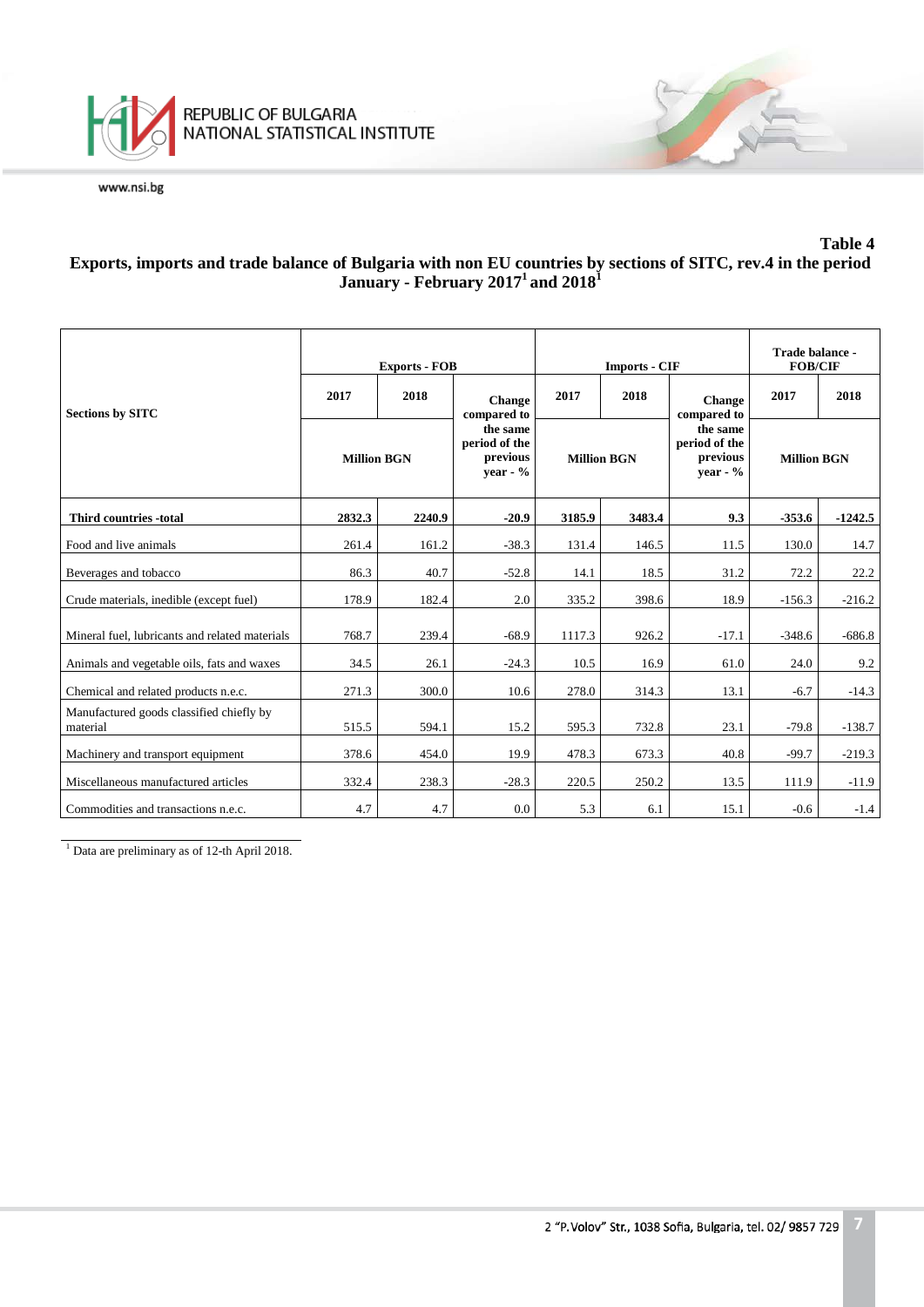**Table 4**

**Exports, imports and trade balance of Bulgaria with non EU countries by sections of SITC, rev.4 in the period January - February 2017[1] and 2018[1]**

| Sections by SITC | Exports - FOB | | | Imports - CIF | | | Trade balance - FOB/CIF | |
|---|---|---|---|---|---|---|---|---|
| | 2017 | 2018 | Change compared to the same period of the previous year - % | 2017 | 2018 | Change compared to the same period of the previous year - % | 2017 | 2018 |
| | Million BGN | | | Million BGN | | | Million BGN | |
| **Third countries -total** | **2832.3** | **2240.9** | **-20.9** | **3185.9** | **3483.4** | **9.3** | **-353.6** | **-1242.5** |
| Food and live animals | 261.4 | 161.2 | -38.3 | 131.4 | 146.5 | 11.5 | 130.0 | 14.7 |
| Beverages and tobacco | 86.3 | 40.7 | -52.8 | 14.1 | 18.5 | 31.2 | 72.2 | 22.2 |
| Crude materials, inedible (except fuel) | 178.9 | 182.4 | 2.0 | 335.2 | 398.6 | 18.9 | -156.3 | -216.2 |
| Mineral fuel, lubricants and related materials | 768.7 | 239.4 | -68.9 | 1117.3 | 926.2 | -17.1 | -348.6 | -686.8 |
| Animals and vegetable oils, fats and waxes | 34.5 | 26.1 | -24.3 | 10.5 | 16.9 | 61.0 | 24.0 | 9.2 |
| Chemical and related products n.e.c. | 271.3 | 300.0 | 10.6 | 278.0 | 314.3 | 13.1 | -6.7 | -14.3 |
| Manufactured goods classified chiefly by material | 515.5 | 594.1 | 15.2 | 595.3 | 732.8 | 23.1 | -79.8 | -138.7 |
| Machinery and transport equipment | 378.6 | 454.0 | 19.9 | 478.3 | 673.3 | 40.8 | -99.7 | -219.3 |
| Miscellaneous manufactured articles | 332.4 | 238.3 | -28.3 | 220.5 | 250.2 | 13.5 | 111.9 | -11.9 |
| Commodities and transactions n.e.c. | 4.7 | 4.7 | 0.0 | 5.3 | 6.1 | 15.1 | -0.6 | -1.4 |

[1] Data are preliminary as of 12-th April 2018.